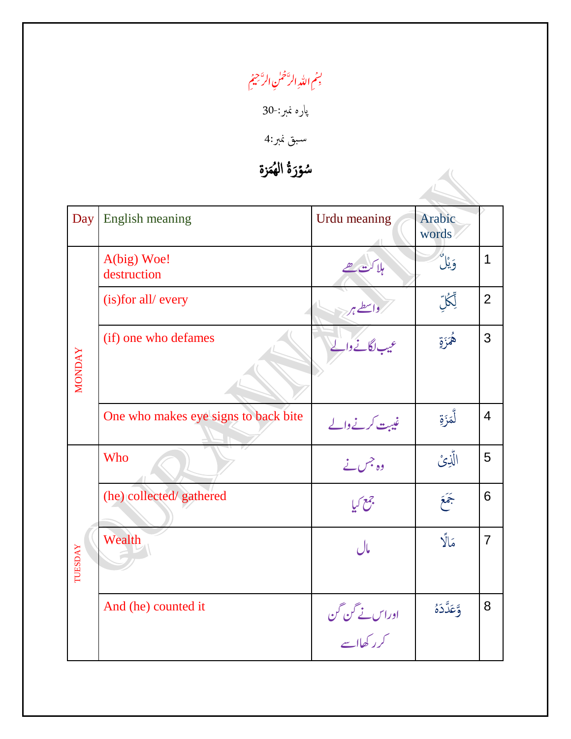بِسۡمِ اللّٰہِ الرَّحۡمٰنِ الرَّحِیۡمِ

پارہ نمبر:-30

سبق نمبر:4

## سُوۡرَۃُ الهُمَزة

| Day | English meaning | Urdu meaning | Arabic words | |
|---|---|---|---|---|
| MONDAY | A(big) Woe! destruction | ہلاکت ہے | وَيْلٌ | 1 |
| | (is)for all/ every | واسطے ہر | لِّكُلِّ | 2 |
| | (if) one who defames | عیب لگانے والے | هُمَزَةٍ | 3 |
| | One who makes eye signs to back bite | غیبت کرنے والے | لُّمَزَةِ | 4 |
| TUESDAY | Who | وہ جس نے | الَّذِیْ | 5 |
| | (he) collected/ gathered | جمع کیا | جَمَعَ | 6 |
| | Wealth | مال | مَالًا | 7 |
| | And (he) counted it | اور اس نے گن گن کر رکھا اسے | وَّعَدَّدَهٗ | 8 |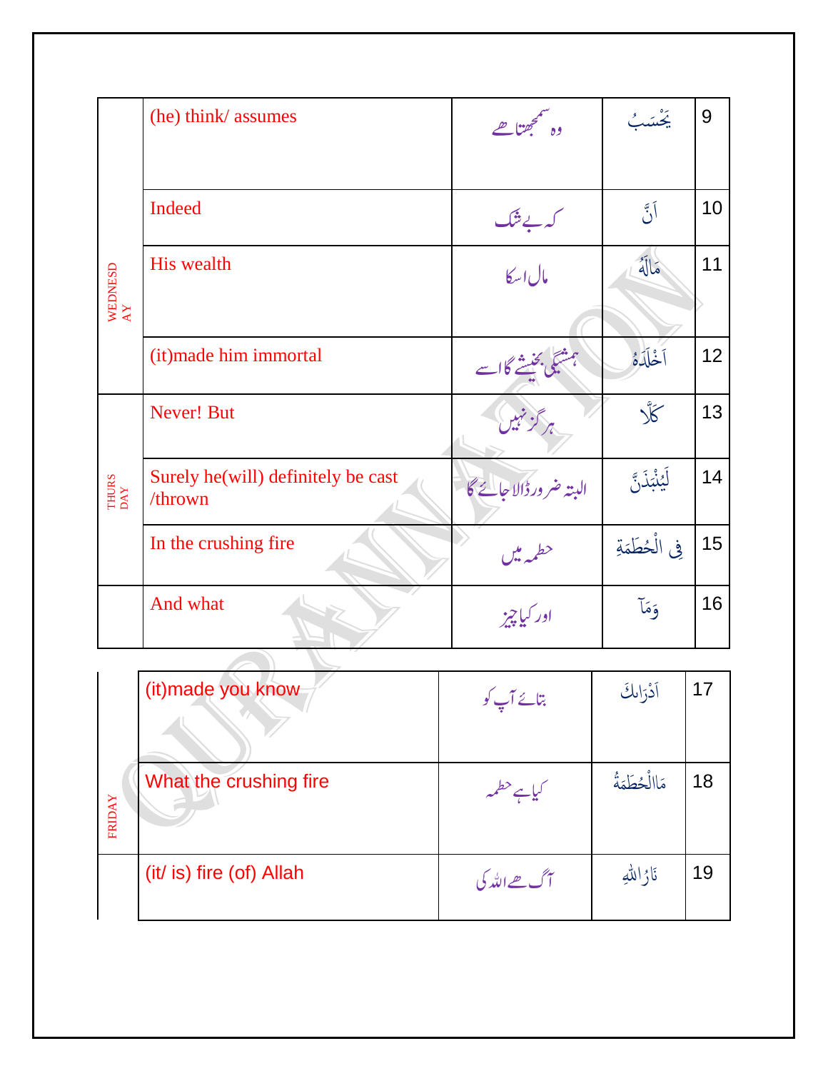| | | | | |
|---|---|---|---|---|
| WEDNESDAY | (he) think/ assumes | وہ سمجھتا ھے | يَحْسَبُ | 9 |
| | Indeed | کہ بے شک | اَنَّ | 10 |
| | His wealth | مال اسکا | مَالَهُ | 11 |
| | (it)made him immortal | ہمیشگی بخشے گا اسے | اَخْلَدَهُ | 12 |
| THURS DAY | Never! But | ہر گز نہیں | كَلَّا | 13 |
| | Surely he(will) definitely be cast /thrown | البتہ ضرور ڈالا جائے گا | لَيُنْبَذَنَّ | 14 |
| | In the crushing fire | حطمہ میں | فِي الْحُطَمَةِ | 15 |
| | And what | اور کیا چیز | وَمَآ | 16 |

| | | | | |
|---|---|---|---|---|
| FRIDAY | (it)made you know | بتائے آپ کو | اَدْرَاكَ | 17 |
| | What the crushing fire | کیا ہے حطمہ | مَاالْحُطَمَةُ | 18 |
| | (it/ is) fire (of) Allah | آگ ھے اللہ کی | نَارُاللّٰهِ | 19 |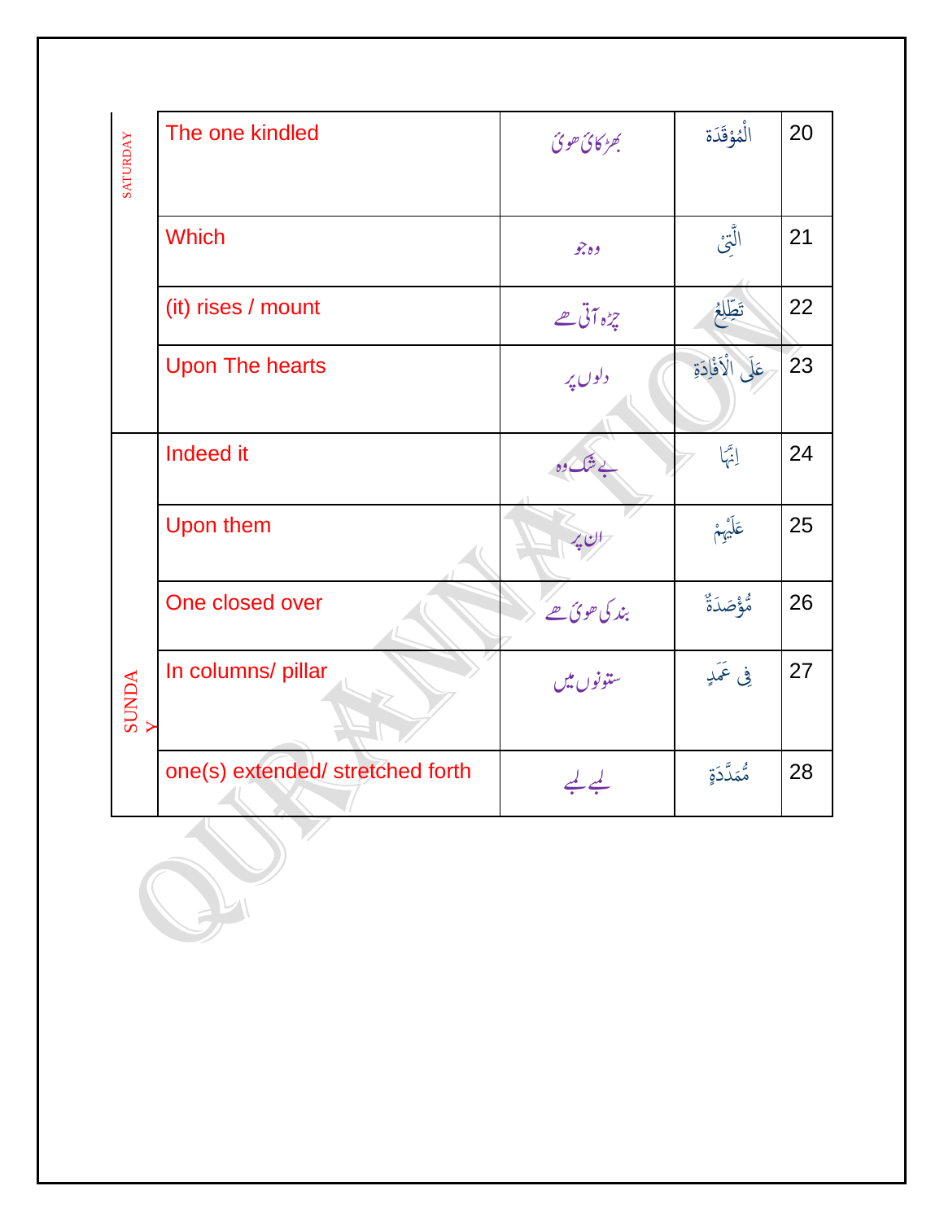| | | | | |
|---|---|---|---|---|
| SATURDAY | The one kindled | بھڑکائی ھوئی | الْمُوْقَدَة | 20 |
| | Which | وہ جو | الَّتِیْ | 21 |
| | (it) rises / mount | چڑہ آتی ھے | تَطّلِعُ | 22 |
| | Upon The hearts | دلوں پر | عَلَى الْأَفْئِدَةِ | 23 |
| SUNDAY | Indeed it | بے شک وہ | اِنَّهَا | 24 |
| | Upon them | ان پر | عَلَيْهِمْ | 25 |
| | One closed over | بند کی ھوئی ھے | مُّؤْصَدَةٌ | 26 |
| | In columns/ pillar | ستونوں میں | فِي عَمَدٍ | 27 |
| | one(s) extended/ stretched forth | لمبے لمبے | مُّمَدَّدَةٍ | 28 |